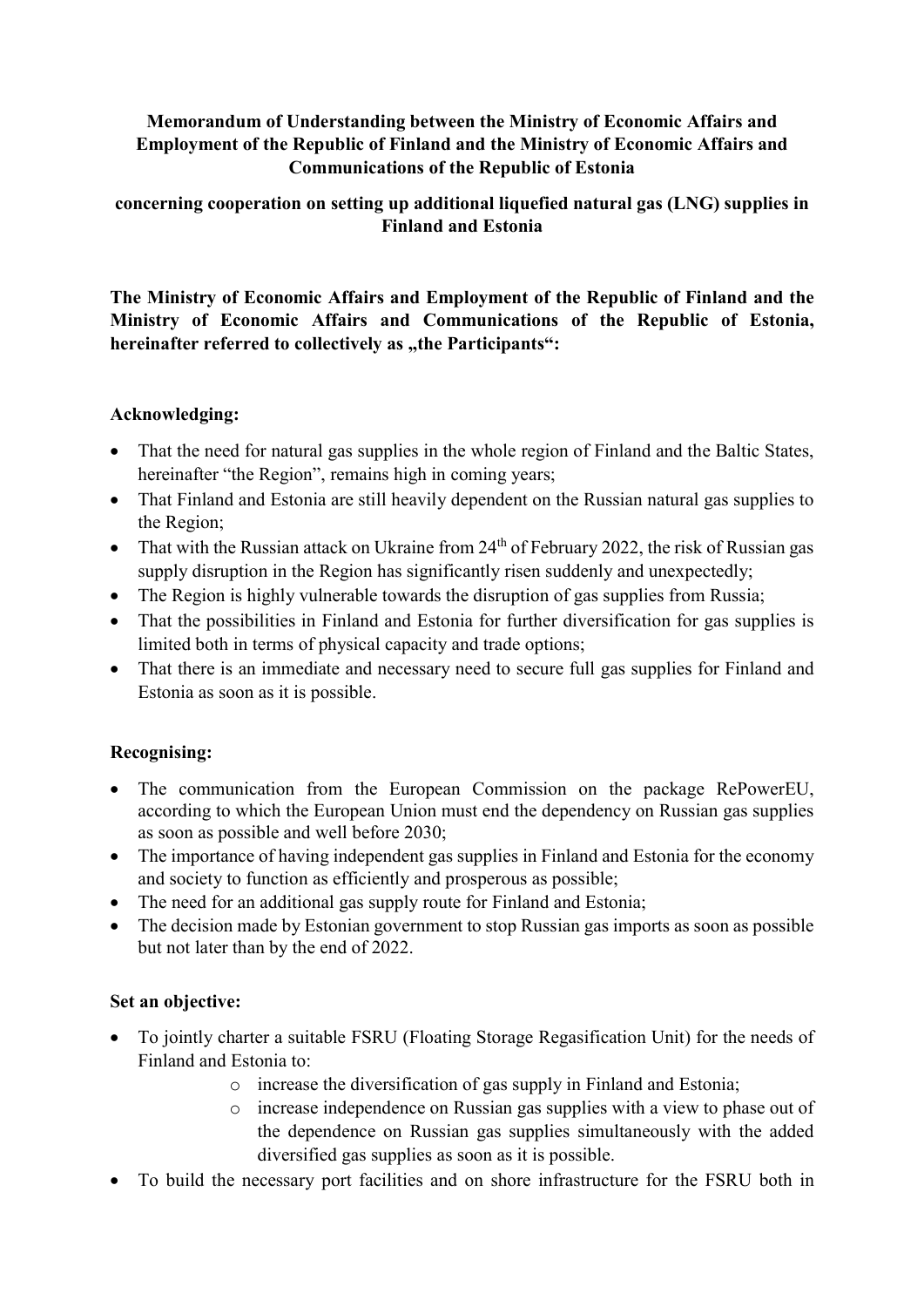**Memorandum of Understanding between the Ministry of Economic Affairs and Employment of the Republic of Finland and the Ministry of Economic Affairs and Communications of the Republic of Estonia**

**concerning cooperation on setting up additional liquefied natural gas (LNG) supplies in Finland and Estonia**

**The Ministry of Economic Affairs and Employment of the Republic of Finland and the Ministry of Economic Affairs and Communications of the Republic of Estonia, hereinafter referred to collectively as „the Participants“:**

**Acknowledging:**

- That the need for natural gas supplies in the whole region of Finland and the Baltic States, hereinafter "the Region", remains high in coming years;
- That Finland and Estonia are still heavily dependent on the Russian natural gas supplies to the Region;
- That with the Russian attack on Ukraine from 24th of February 2022, the risk of Russian gas supply disruption in the Region has significantly risen suddenly and unexpectedly;
- The Region is highly vulnerable towards the disruption of gas supplies from Russia;
- That the possibilities in Finland and Estonia for further diversification for gas supplies is limited both in terms of physical capacity and trade options;
- That there is an immediate and necessary need to secure full gas supplies for Finland and Estonia as soon as it is possible.

**Recognising:**

- The communication from the European Commission on the package RePowerEU, according to which the European Union must end the dependency on Russian gas supplies as soon as possible and well before 2030;
- The importance of having independent gas supplies in Finland and Estonia for the economy and society to function as efficiently and prosperous as possible;
- The need for an additional gas supply route for Finland and Estonia;
- The decision made by Estonian government to stop Russian gas imports as soon as possible but not later than by the end of 2022.

**Set an objective:**

- To jointly charter a suitable FSRU (Floating Storage Regasification Unit) for the needs of Finland and Estonia to:
  - increase the diversification of gas supply in Finland and Estonia;
  - increase independence on Russian gas supplies with a view to phase out of the dependence on Russian gas supplies simultaneously with the added diversified gas supplies as soon as it is possible.
- To build the necessary port facilities and on shore infrastructure for the FSRU both in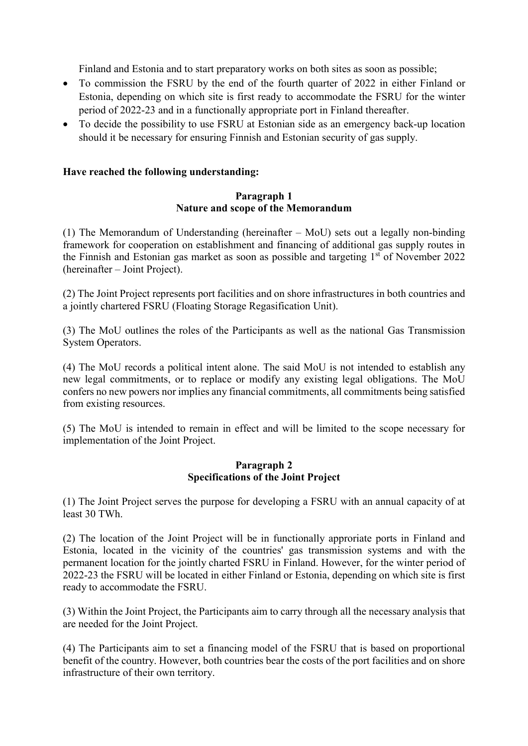Finland and Estonia and to start preparatory works on both sites as soon as possible;

- To commission the FSRU by the end of the fourth quarter of 2022 in either Finland or Estonia, depending on which site is first ready to accommodate the FSRU for the winter period of 2022-23 and in a functionally appropriate port in Finland thereafter.
- To decide the possibility to use FSRU at Estonian side as an emergency back-up location should it be necessary for ensuring Finnish and Estonian security of gas supply.

**Have reached the following understanding:**

**Paragraph 1**
**Nature and scope of the Memorandum**

(1) The Memorandum of Understanding (hereinafter – MoU) sets out a legally non-binding framework for cooperation on establishment and financing of additional gas supply routes in the Finnish and Estonian gas market as soon as possible and targeting 1st of November 2022 (hereinafter – Joint Project).

(2) The Joint Project represents port facilities and on shore infrastructures in both countries and a jointly chartered FSRU (Floating Storage Regasification Unit).

(3) The MoU outlines the roles of the Participants as well as the national Gas Transmission System Operators.

(4) The MoU records a political intent alone. The said MoU is not intended to establish any new legal commitments, or to replace or modify any existing legal obligations. The MoU confers no new powers nor implies any financial commitments, all commitments being satisfied from existing resources.

(5) The MoU is intended to remain in effect and will be limited to the scope necessary for implementation of the Joint Project.

**Paragraph 2**
**Specifications of the Joint Project**

(1) The Joint Project serves the purpose for developing a FSRU with an annual capacity of at least 30 TWh.

(2) The location of the Joint Project will be in functionally approriate ports in Finland and Estonia, located in the vicinity of the countries' gas transmission systems and with the permanent location for the jointly charted FSRU in Finland. However, for the winter period of 2022-23 the FSRU will be located in either Finland or Estonia, depending on which site is first ready to accommodate the FSRU.

(3) Within the Joint Project, the Participants aim to carry through all the necessary analysis that are needed for the Joint Project.

(4) The Participants aim to set a financing model of the FSRU that is based on proportional benefit of the country. However, both countries bear the costs of the port facilities and on shore infrastructure of their own territory.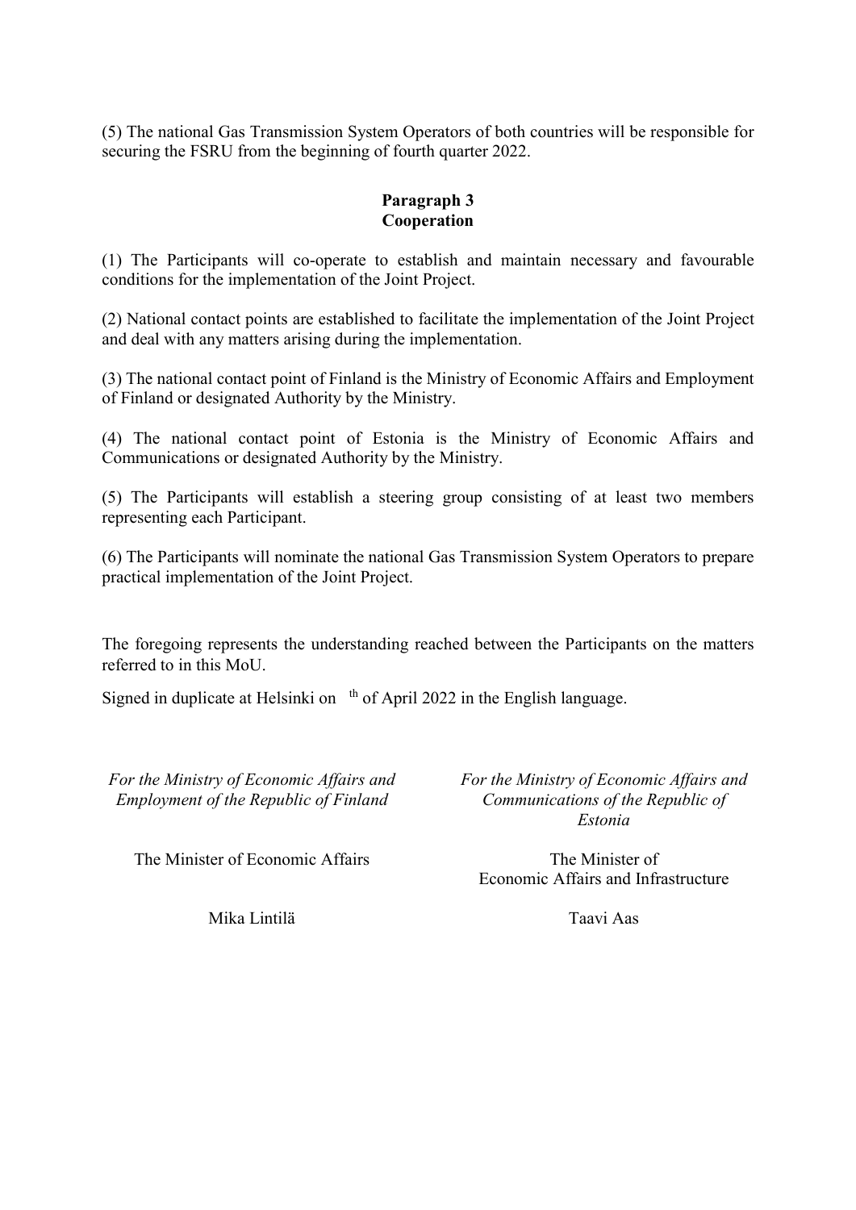(5) The national Gas Transmission System Operators of both countries will be responsible for securing the FSRU from the beginning of fourth quarter 2022.

**Paragraph 3**
**Cooperation**

(1) The Participants will co-operate to establish and maintain necessary and favourable conditions for the implementation of the Joint Project.

(2) National contact points are established to facilitate the implementation of the Joint Project and deal with any matters arising during the implementation.

(3) The national contact point of Finland is the Ministry of Economic Affairs and Employment of Finland or designated Authority by the Ministry.

(4) The national contact point of Estonia is the Ministry of Economic Affairs and Communications or designated Authority by the Ministry.

(5) The Participants will establish a steering group consisting of at least two members representing each Participant.

(6) The Participants will nominate the national Gas Transmission System Operators to prepare practical implementation of the Joint Project.

The foregoing represents the understanding reached between the Participants on the matters referred to in this MoU.

Signed in duplicate at Helsinki on th of April 2022 in the English language.

*For the Ministry of Economic Affairs and Employment of the Republic of Finland*

The Minister of Economic Affairs

Mika Lintilä

*For the Ministry of Economic Affairs and Communications of the Republic of Estonia*

The Minister of Economic Affairs and Infrastructure

Taavi Aas